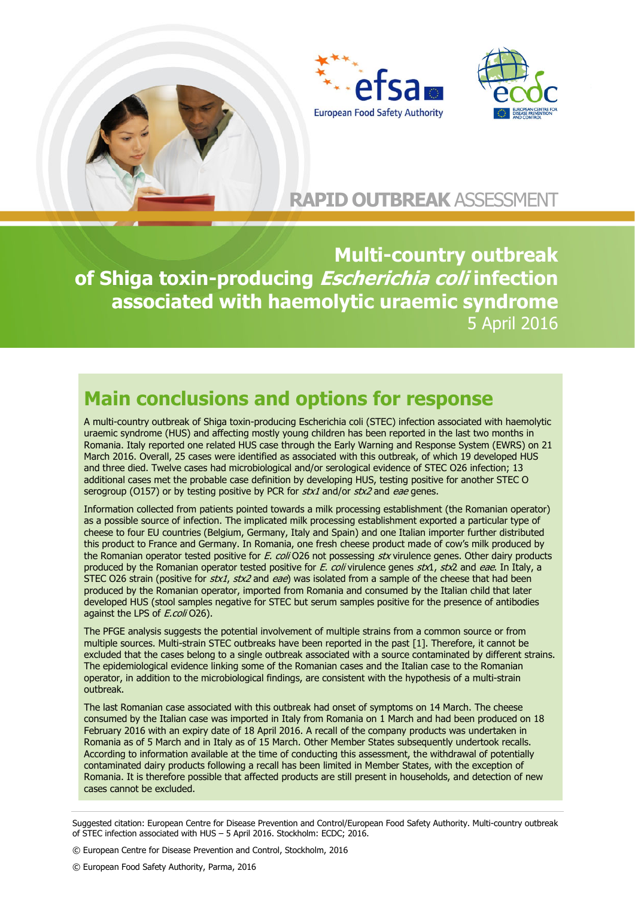RAPID OUTBREAK ASSESSMENT

# Multi-country outbreak of Shiga toxin-producing *Escherichia coli* infection associated with haemolytic uraemic syndrome

5 April 2016

## Main conclusions and options for response

A multi-country outbreak of Shiga toxin-producing Escherichia coli (STEC) infection associated with haemolytic uraemic syndrome (HUS) and affecting mostly young children has been reported in the last two months in Romania. Italy reported one related HUS case through the Early Warning and Response System (EWRS) on 21 March 2016. Overall, 25 cases were identified as associated with this outbreak, of which 19 developed HUS and three died. Twelve cases had microbiological and/or serological evidence of STEC O26 infection; 13 additional cases met the probable case definition by developing HUS, testing positive for another STEC O serogroup (O157) or by testing positive by PCR for *stx1* and/or *stx2* and *eae* genes.

Information collected from patients pointed towards a milk processing establishment (the Romanian operator) as a possible source of infection. The implicated milk processing establishment exported a particular type of cheese to four EU countries (Belgium, Germany, Italy and Spain) and one Italian importer further distributed this product to France and Germany. In Romania, one fresh cheese product made of cow's milk produced by the Romanian operator tested positive for *E. coli* O26 not possessing *stx* virulence genes. Other dairy products produced by the Romanian operator tested positive for *E. coli* virulence genes *stx*1, *stx*2 and *eae*. In Italy, a STEC O26 strain (positive for *stx1*, *stx2* and *eae*) was isolated from a sample of the cheese that had been produced by the Romanian operator, imported from Romania and consumed by the Italian child that later developed HUS (stool samples negative for STEC but serum samples positive for the presence of antibodies against the LPS of *E.coli* O26).

The PFGE analysis suggests the potential involvement of multiple strains from a common source or from multiple sources. Multi-strain STEC outbreaks have been reported in the past [1]. Therefore, it cannot be excluded that the cases belong to a single outbreak associated with a source contaminated by different strains. The epidemiological evidence linking some of the Romanian cases and the Italian case to the Romanian operator, in addition to the microbiological findings, are consistent with the hypothesis of a multi-strain outbreak.

The last Romanian case associated with this outbreak had onset of symptoms on 14 March. The cheese consumed by the Italian case was imported in Italy from Romania on 1 March and had been produced on 18 February 2016 with an expiry date of 18 April 2016. A recall of the company products was undertaken in Romania as of 5 March and in Italy as of 15 March. Other Member States subsequently undertook recalls. According to information available at the time of conducting this assessment, the withdrawal of potentially contaminated dairy products following a recall has been limited in Member States, with the exception of Romania. It is therefore possible that affected products are still present in households, and detection of new cases cannot be excluded.

Suggested citation: European Centre for Disease Prevention and Control/European Food Safety Authority. Multi-country outbreak of STEC infection associated with HUS – 5 April 2016. Stockholm: ECDC; 2016.

© European Centre for Disease Prevention and Control, Stockholm, 2016

© European Food Safety Authority, Parma, 2016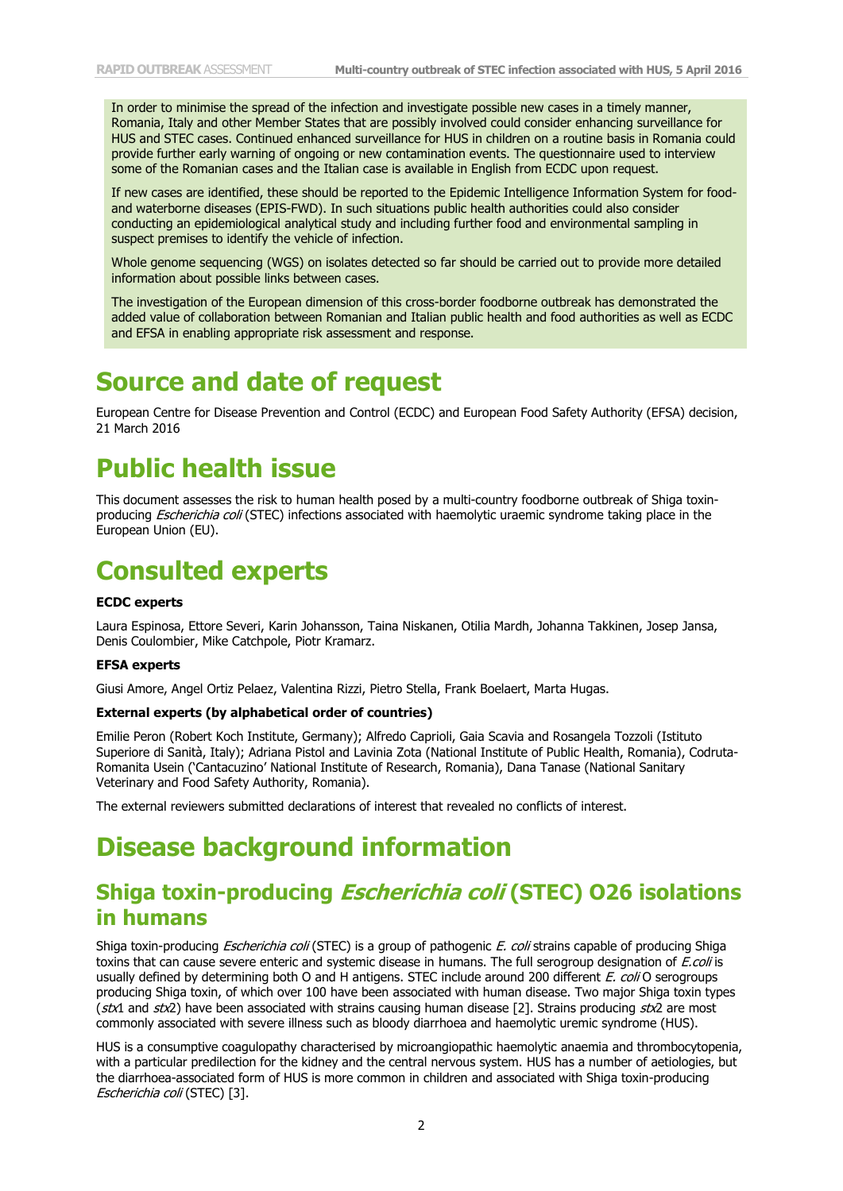In order to minimise the spread of the infection and investigate possible new cases in a timely manner, Romania, Italy and other Member States that are possibly involved could consider enhancing surveillance for HUS and STEC cases. Continued enhanced surveillance for HUS in children on a routine basis in Romania could provide further early warning of ongoing or new contamination events. The questionnaire used to interview some of the Romanian cases and the Italian case is available in English from ECDC upon request.

If new cases are identified, these should be reported to the Epidemic Intelligence Information System for food- and waterborne diseases (EPIS-FWD). In such situations public health authorities could also consider conducting an epidemiological analytical study and including further food and environmental sampling in suspect premises to identify the vehicle of infection.

Whole genome sequencing (WGS) on isolates detected so far should be carried out to provide more detailed information about possible links between cases.

The investigation of the European dimension of this cross-border foodborne outbreak has demonstrated the added value of collaboration between Romanian and Italian public health and food authorities as well as ECDC and EFSA in enabling appropriate risk assessment and response.

# Source and date of request

European Centre for Disease Prevention and Control (ECDC) and European Food Safety Authority (EFSA) decision, 21 March 2016

# Public health issue

This document assesses the risk to human health posed by a multi-country foodborne outbreak of Shiga toxin-producing *Escherichia coli* (STEC) infections associated with haemolytic uraemic syndrome taking place in the European Union (EU).

# Consulted experts

**ECDC experts**

Laura Espinosa, Ettore Severi, Karin Johansson, Taina Niskanen, Otilia Mardh, Johanna Takkinen, Josep Jansa, Denis Coulombier, Mike Catchpole, Piotr Kramarz.

**EFSA experts**

Giusi Amore, Angel Ortiz Pelaez, Valentina Rizzi, Pietro Stella, Frank Boelaert, Marta Hugas.

**External experts (by alphabetical order of countries)**

Emilie Peron (Robert Koch Institute, Germany); Alfredo Caprioli, Gaia Scavia and Rosangela Tozzoli (Istituto Superiore di Sanità, Italy); Adriana Pistol and Lavinia Zota (National Institute of Public Health, Romania), Codruta-Romanita Usein ('Cantacuzino' National Institute of Research, Romania), Dana Tanase (National Sanitary Veterinary and Food Safety Authority, Romania).

The external reviewers submitted declarations of interest that revealed no conflicts of interest.

# Disease background information

## Shiga toxin-producing *Escherichia coli* (STEC) O26 isolations in humans

Shiga toxin-producing *Escherichia coli* (STEC) is a group of pathogenic *E. coli* strains capable of producing Shiga toxins that can cause severe enteric and systemic disease in humans. The full serogroup designation of *E.coli* is usually defined by determining both O and H antigens. STEC include around 200 different *E. coli* O serogroups producing Shiga toxin, of which over 100 have been associated with human disease. Two major Shiga toxin types (*stx*1 and *stx*2) have been associated with strains causing human disease [2]. Strains producing *stx*2 are most commonly associated with severe illness such as bloody diarrhoea and haemolytic uremic syndrome (HUS).

HUS is a consumptive coagulopathy characterised by microangiopathic haemolytic anaemia and thrombocytopenia, with a particular predilection for the kidney and the central nervous system. HUS has a number of aetiologies, but the diarrhoea-associated form of HUS is more common in children and associated with Shiga toxin-producing *Escherichia coli* (STEC) [3].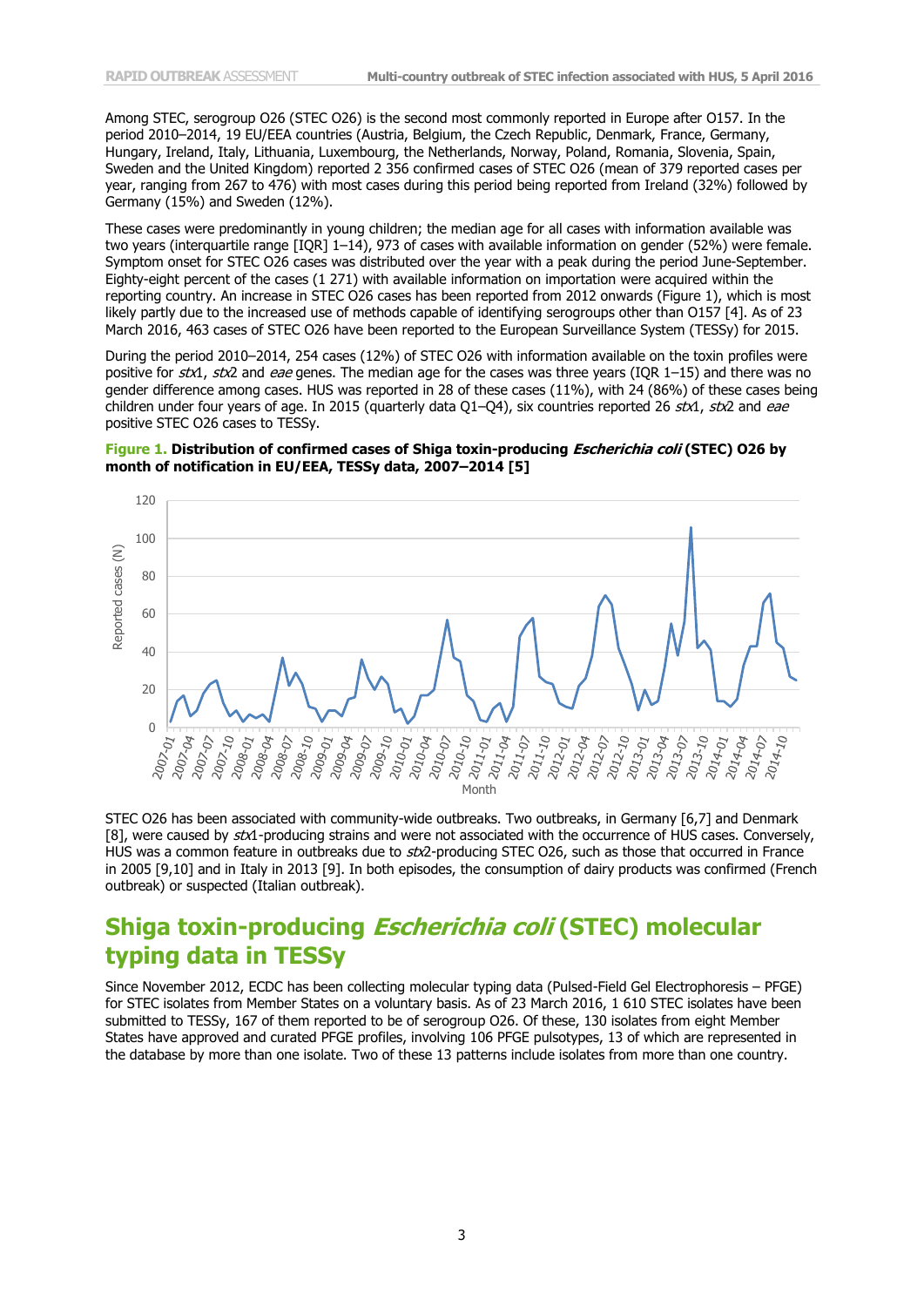Among STEC, serogroup O26 (STEC O26) is the second most commonly reported in Europe after O157. In the period 2010–2014, 19 EU/EEA countries (Austria, Belgium, the Czech Republic, Denmark, France, Germany, Hungary, Ireland, Italy, Lithuania, Luxembourg, the Netherlands, Norway, Poland, Romania, Slovenia, Spain, Sweden and the United Kingdom) reported 2 356 confirmed cases of STEC O26 (mean of 379 reported cases per year, ranging from 267 to 476) with most cases during this period being reported from Ireland (32%) followed by Germany (15%) and Sweden (12%).

These cases were predominantly in young children; the median age for all cases with information available was two years (interquartile range [IQR] 1–14), 973 of cases with available information on gender (52%) were female. Symptom onset for STEC O26 cases was distributed over the year with a peak during the period June-September. Eighty-eight percent of the cases (1 271) with available information on importation were acquired within the reporting country. An increase in STEC O26 cases has been reported from 2012 onwards (Figure 1), which is most likely partly due to the increased use of methods capable of identifying serogroups other than O157 [4]. As of 23 March 2016, 463 cases of STEC O26 have been reported to the European Surveillance System (TESSy) for 2015.

During the period 2010–2014, 254 cases (12%) of STEC O26 with information available on the toxin profiles were positive for *stx*1, *stx*2 and *eae* genes. The median age for the cases was three years (IQR 1–15) and there was no gender difference among cases. HUS was reported in 28 of these cases (11%), with 24 (86%) of these cases being children under four years of age. In 2015 (quarterly data Q1–Q4), six countries reported 26 *stx*1, *stx*2 and *eae* positive STEC O26 cases to TESSy.

**Figure 1. Distribution of confirmed cases of Shiga toxin-producing *Escherichia coli* (STEC) O26 by month of notification in EU/EEA, TESSy data, 2007–2014 [5]**

STEC O26 has been associated with community-wide outbreaks. Two outbreaks, in Germany [6,7] and Denmark [8], were caused by *stx*1-producing strains and were not associated with the occurrence of HUS cases. Conversely, HUS was a common feature in outbreaks due to *stx*2-producing STEC O26, such as those that occurred in France in 2005 [9,10] and in Italy in 2013 [9]. In both episodes, the consumption of dairy products was confirmed (French outbreak) or suspected (Italian outbreak).

## Shiga toxin-producing *Escherichia coli* (STEC) molecular typing data in TESSy

Since November 2012, ECDC has been collecting molecular typing data (Pulsed-Field Gel Electrophoresis – PFGE) for STEC isolates from Member States on a voluntary basis. As of 23 March 2016, 1 610 STEC isolates have been submitted to TESSy, 167 of them reported to be of serogroup O26. Of these, 130 isolates from eight Member States have approved and curated PFGE profiles, involving 106 PFGE pulsotypes, 13 of which are represented in the database by more than one isolate. Two of these 13 patterns include isolates from more than one country.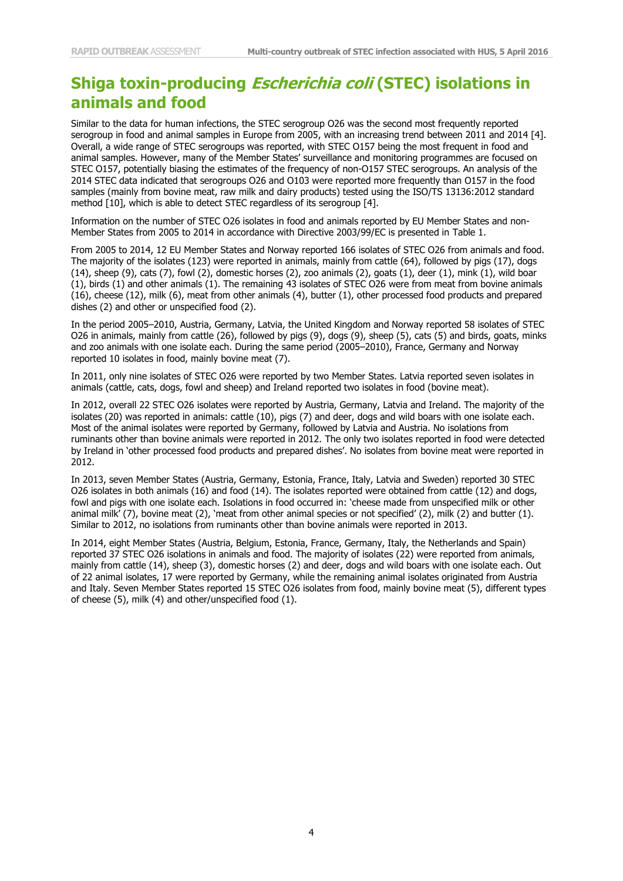## Shiga toxin-producing *Escherichia coli* (STEC) isolations in animals and food

Similar to the data for human infections, the STEC serogroup O26 was the second most frequently reported serogroup in food and animal samples in Europe from 2005, with an increasing trend between 2011 and 2014 [4]. Overall, a wide range of STEC serogroups was reported, with STEC O157 being the most frequent in food and animal samples. However, many of the Member States' surveillance and monitoring programmes are focused on STEC O157, potentially biasing the estimates of the frequency of non-O157 STEC serogroups. An analysis of the 2014 STEC data indicated that serogroups O26 and O103 were reported more frequently than O157 in the food samples (mainly from bovine meat, raw milk and dairy products) tested using the ISO/TS 13136:2012 standard method [10], which is able to detect STEC regardless of its serogroup [4].

Information on the number of STEC O26 isolates in food and animals reported by EU Member States and non-Member States from 2005 to 2014 in accordance with Directive 2003/99/EC is presented in Table 1.

From 2005 to 2014, 12 EU Member States and Norway reported 166 isolates of STEC O26 from animals and food. The majority of the isolates (123) were reported in animals, mainly from cattle (64), followed by pigs (17), dogs (14), sheep (9), cats (7), fowl (2), domestic horses (2), zoo animals (2), goats (1), deer (1), mink (1), wild boar (1), birds (1) and other animals (1). The remaining 43 isolates of STEC O26 were from meat from bovine animals (16), cheese (12), milk (6), meat from other animals (4), butter (1), other processed food products and prepared dishes (2) and other or unspecified food (2).

In the period 2005–2010, Austria, Germany, Latvia, the United Kingdom and Norway reported 58 isolates of STEC O26 in animals, mainly from cattle (26), followed by pigs (9), dogs (9), sheep (5), cats (5) and birds, goats, minks and zoo animals with one isolate each. During the same period (2005–2010), France, Germany and Norway reported 10 isolates in food, mainly bovine meat (7).

In 2011, only nine isolates of STEC O26 were reported by two Member States. Latvia reported seven isolates in animals (cattle, cats, dogs, fowl and sheep) and Ireland reported two isolates in food (bovine meat).

In 2012, overall 22 STEC O26 isolates were reported by Austria, Germany, Latvia and Ireland. The majority of the isolates (20) was reported in animals: cattle (10), pigs (7) and deer, dogs and wild boars with one isolate each. Most of the animal isolates were reported by Germany, followed by Latvia and Austria. No isolations from ruminants other than bovine animals were reported in 2012. The only two isolates reported in food were detected by Ireland in 'other processed food products and prepared dishes'. No isolates from bovine meat were reported in 2012.

In 2013, seven Member States (Austria, Germany, Estonia, France, Italy, Latvia and Sweden) reported 30 STEC O26 isolates in both animals (16) and food (14). The isolates reported were obtained from cattle (12) and dogs, fowl and pigs with one isolate each. Isolations in food occurred in: 'cheese made from unspecified milk or other animal milk' (7), bovine meat (2), 'meat from other animal species or not specified' (2), milk (2) and butter (1). Similar to 2012, no isolations from ruminants other than bovine animals were reported in 2013.

In 2014, eight Member States (Austria, Belgium, Estonia, France, Germany, Italy, the Netherlands and Spain) reported 37 STEC O26 isolations in animals and food. The majority of isolates (22) were reported from animals, mainly from cattle (14), sheep (3), domestic horses (2) and deer, dogs and wild boars with one isolate each. Out of 22 animal isolates, 17 were reported by Germany, while the remaining animal isolates originated from Austria and Italy. Seven Member States reported 15 STEC O26 isolates from food, mainly bovine meat (5), different types of cheese (5), milk (4) and other/unspecified food (1).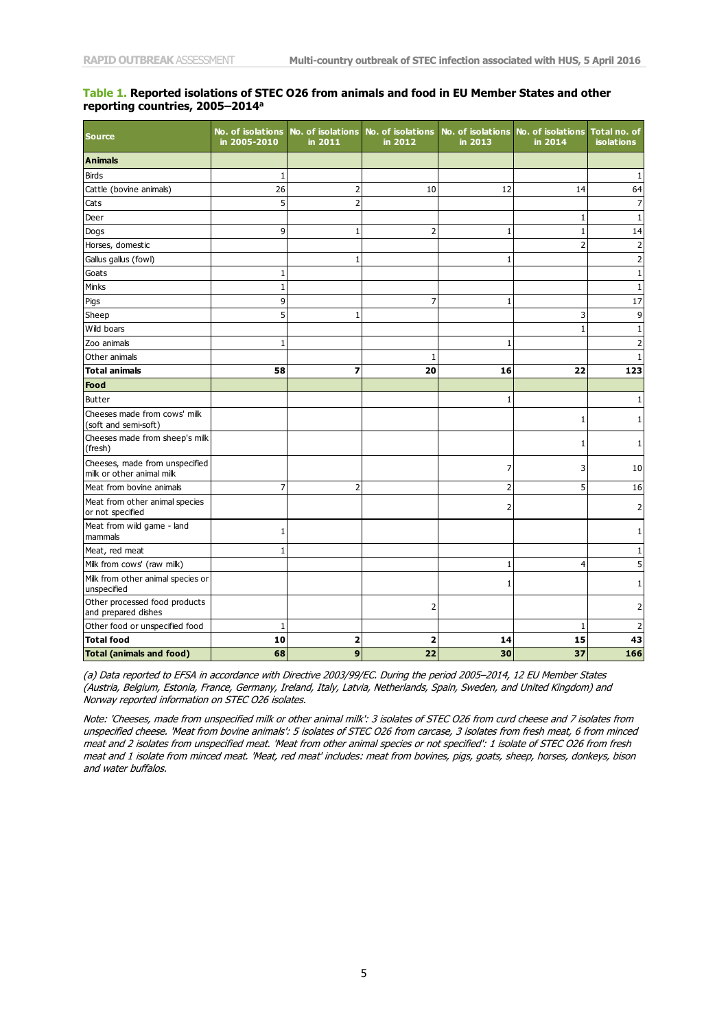**Table 1. Reported isolations of STEC O26 from animals and food in EU Member States and other reporting countries, 2005–2014[a]**

| Source | No. of isolations in 2005-2010 | No. of isolations in 2011 | No. of isolations in 2012 | No. of isolations in 2013 | No. of isolations in 2014 | Total no. of isolations |
|---|---|---|---|---|---|---|
| **Animals** | | | | | | |
| Birds | 1 | | | | | 1 |
| Cattle (bovine animals) | 26 | 2 | 10 | 12 | 14 | 64 |
| Cats | 5 | 2 | | | | 7 |
| Deer | | | | | 1 | 1 |
| Dogs | 9 | 1 | 2 | 1 | 1 | 14 |
| Horses, domestic | | | | | 2 | 2 |
| Gallus gallus (fowl) | | 1 | | 1 | | 2 |
| Goats | 1 | | | | | 1 |
| Minks | 1 | | | | | 1 |
| Pigs | 9 | | 7 | 1 | | 17 |
| Sheep | 5 | 1 | | | 3 | 9 |
| Wild boars | | | | | 1 | 1 |
| Zoo animals | 1 | | | 1 | | 2 |
| Other animals | | | 1 | | | 1 |
| **Total animals** | **58** | **7** | **20** | **16** | **22** | **123** |
| **Food** | | | | | | |
| Butter | | | | 1 | | 1 |
| Cheeses made from cows' milk (soft and semi-soft) | | | | | 1 | 1 |
| Cheeses made from sheep's milk (fresh) | | | | | 1 | 1 |
| Cheeses, made from unspecified milk or other animal milk | | | | 7 | 3 | 10 |
| Meat from bovine animals | 7 | 2 | | 2 | 5 | 16 |
| Meat from other animal species or not specified | | | | 2 | | 2 |
| Meat from wild game - land mammals | 1 | | | | | 1 |
| Meat, red meat | 1 | | | | | 1 |
| Milk from cows' (raw milk) | | | | 1 | 4 | 5 |
| Milk from other animal species or unspecified | | | | 1 | | 1 |
| Other processed food products and prepared dishes | | | 2 | | | 2 |
| Other food or unspecified food | 1 | | | | 1 | 2 |
| **Total food** | **10** | **2** | **2** | **14** | **15** | **43** |
| **Total (animals and food)** | **68** | **9** | **22** | **30** | **37** | **166** |

*(a) Data reported to EFSA in accordance with Directive 2003/99/EC. During the period 2005–2014, 12 EU Member States (Austria, Belgium, Estonia, France, Germany, Ireland, Italy, Latvia, Netherlands, Spain, Sweden, and United Kingdom) and Norway reported information on STEC O26 isolates.*

*Note: 'Cheeses, made from unspecified milk or other animal milk': 3 isolates of STEC O26 from curd cheese and 7 isolates from unspecified cheese. 'Meat from bovine animals': 5 isolates of STEC O26 from carcase, 3 isolates from fresh meat, 6 from minced meat and 2 isolates from unspecified meat. 'Meat from other animal species or not specified': 1 isolate of STEC O26 from fresh meat and 1 isolate from minced meat. 'Meat, red meat' includes: meat from bovines, pigs, goats, sheep, horses, donkeys, bison and water buffalos.*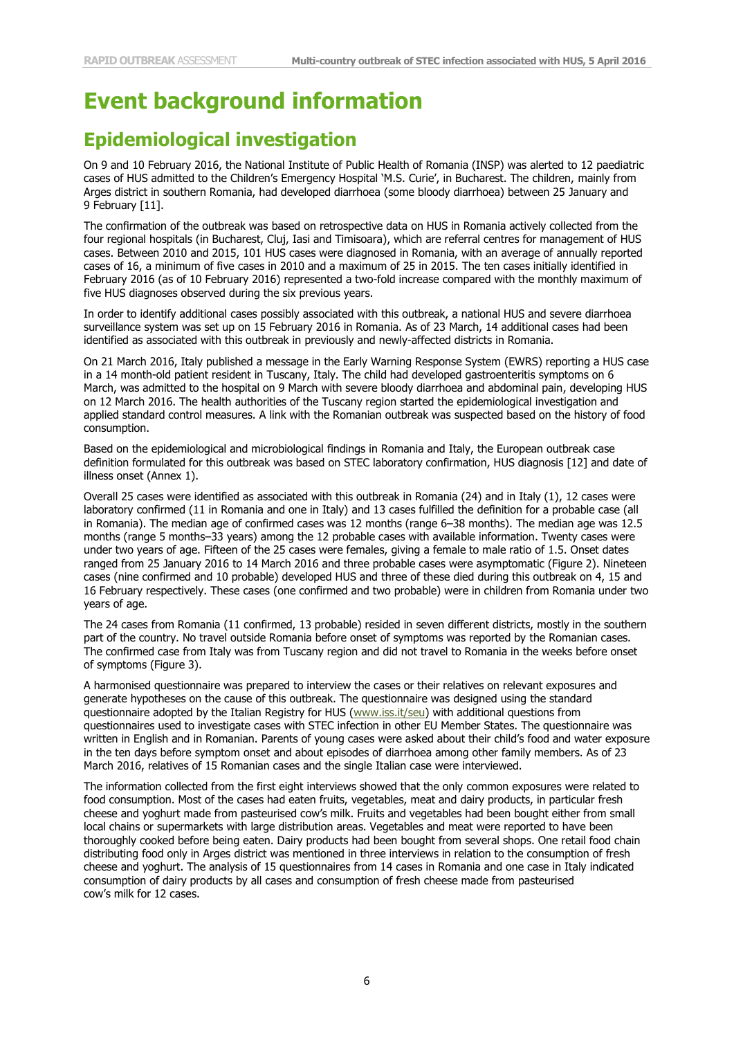# Event background information

## Epidemiological investigation

On 9 and 10 February 2016, the National Institute of Public Health of Romania (INSP) was alerted to 12 paediatric cases of HUS admitted to the Children's Emergency Hospital 'M.S. Curie', in Bucharest. The children, mainly from Arges district in southern Romania, had developed diarrhoea (some bloody diarrhoea) between 25 January and 9 February [11].

The confirmation of the outbreak was based on retrospective data on HUS in Romania actively collected from the four regional hospitals (in Bucharest, Cluj, Iasi and Timisoara), which are referral centres for management of HUS cases. Between 2010 and 2015, 101 HUS cases were diagnosed in Romania, with an average of annually reported cases of 16, a minimum of five cases in 2010 and a maximum of 25 in 2015. The ten cases initially identified in February 2016 (as of 10 February 2016) represented a two-fold increase compared with the monthly maximum of five HUS diagnoses observed during the six previous years.

In order to identify additional cases possibly associated with this outbreak, a national HUS and severe diarrhoea surveillance system was set up on 15 February 2016 in Romania. As of 23 March, 14 additional cases had been identified as associated with this outbreak in previously and newly-affected districts in Romania.

On 21 March 2016, Italy published a message in the Early Warning Response System (EWRS) reporting a HUS case in a 14 month-old patient resident in Tuscany, Italy. The child had developed gastroenteritis symptoms on 6 March, was admitted to the hospital on 9 March with severe bloody diarrhoea and abdominal pain, developing HUS on 12 March 2016. The health authorities of the Tuscany region started the epidemiological investigation and applied standard control measures. A link with the Romanian outbreak was suspected based on the history of food consumption.

Based on the epidemiological and microbiological findings in Romania and Italy, the European outbreak case definition formulated for this outbreak was based on STEC laboratory confirmation, HUS diagnosis [12] and date of illness onset (Annex 1).

Overall 25 cases were identified as associated with this outbreak in Romania (24) and in Italy (1), 12 cases were laboratory confirmed (11 in Romania and one in Italy) and 13 cases fulfilled the definition for a probable case (all in Romania). The median age of confirmed cases was 12 months (range 6–38 months). The median age was 12.5 months (range 5 months–33 years) among the 12 probable cases with available information. Twenty cases were under two years of age. Fifteen of the 25 cases were females, giving a female to male ratio of 1.5. Onset dates ranged from 25 January 2016 to 14 March 2016 and three probable cases were asymptomatic (Figure 2). Nineteen cases (nine confirmed and 10 probable) developed HUS and three of these died during this outbreak on 4, 15 and 16 February respectively. These cases (one confirmed and two probable) were in children from Romania under two years of age.

The 24 cases from Romania (11 confirmed, 13 probable) resided in seven different districts, mostly in the southern part of the country. No travel outside Romania before onset of symptoms was reported by the Romanian cases. The confirmed case from Italy was from Tuscany region and did not travel to Romania in the weeks before onset of symptoms (Figure 3).

A harmonised questionnaire was prepared to interview the cases or their relatives on relevant exposures and generate hypotheses on the cause of this outbreak. The questionnaire was designed using the standard questionnaire adopted by the Italian Registry for HUS (www.iss.it/seu) with additional questions from questionnaires used to investigate cases with STEC infection in other EU Member States. The questionnaire was written in English and in Romanian. Parents of young cases were asked about their child's food and water exposure in the ten days before symptom onset and about episodes of diarrhoea among other family members. As of 23 March 2016, relatives of 15 Romanian cases and the single Italian case were interviewed.

The information collected from the first eight interviews showed that the only common exposures were related to food consumption. Most of the cases had eaten fruits, vegetables, meat and dairy products, in particular fresh cheese and yoghurt made from pasteurised cow's milk. Fruits and vegetables had been bought either from small local chains or supermarkets with large distribution areas. Vegetables and meat were reported to have been thoroughly cooked before being eaten. Dairy products had been bought from several shops. One retail food chain distributing food only in Arges district was mentioned in three interviews in relation to the consumption of fresh cheese and yoghurt. The analysis of 15 questionnaires from 14 cases in Romania and one case in Italy indicated consumption of dairy products by all cases and consumption of fresh cheese made from pasteurised cow's milk for 12 cases.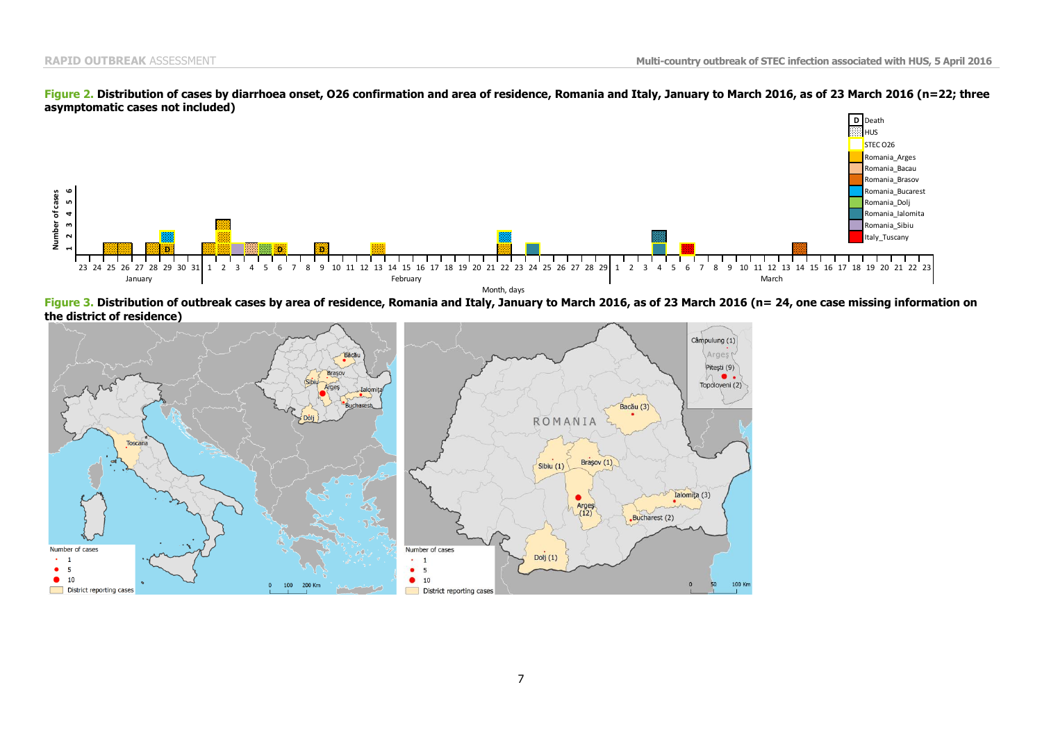**Figure 2.** **Distribution of cases by diarrhoea onset, O26 confirmation and area of residence, Romania and Italy, January to March 2016, as of 23 March 2016 (n=22; three asymptomatic cases not included)**

**Figure 3.** **Distribution of outbreak cases by area of residence, Romania and Italy, January to March 2016, as of 23 March 2016 (n= 24, one case missing information on the district of residence)**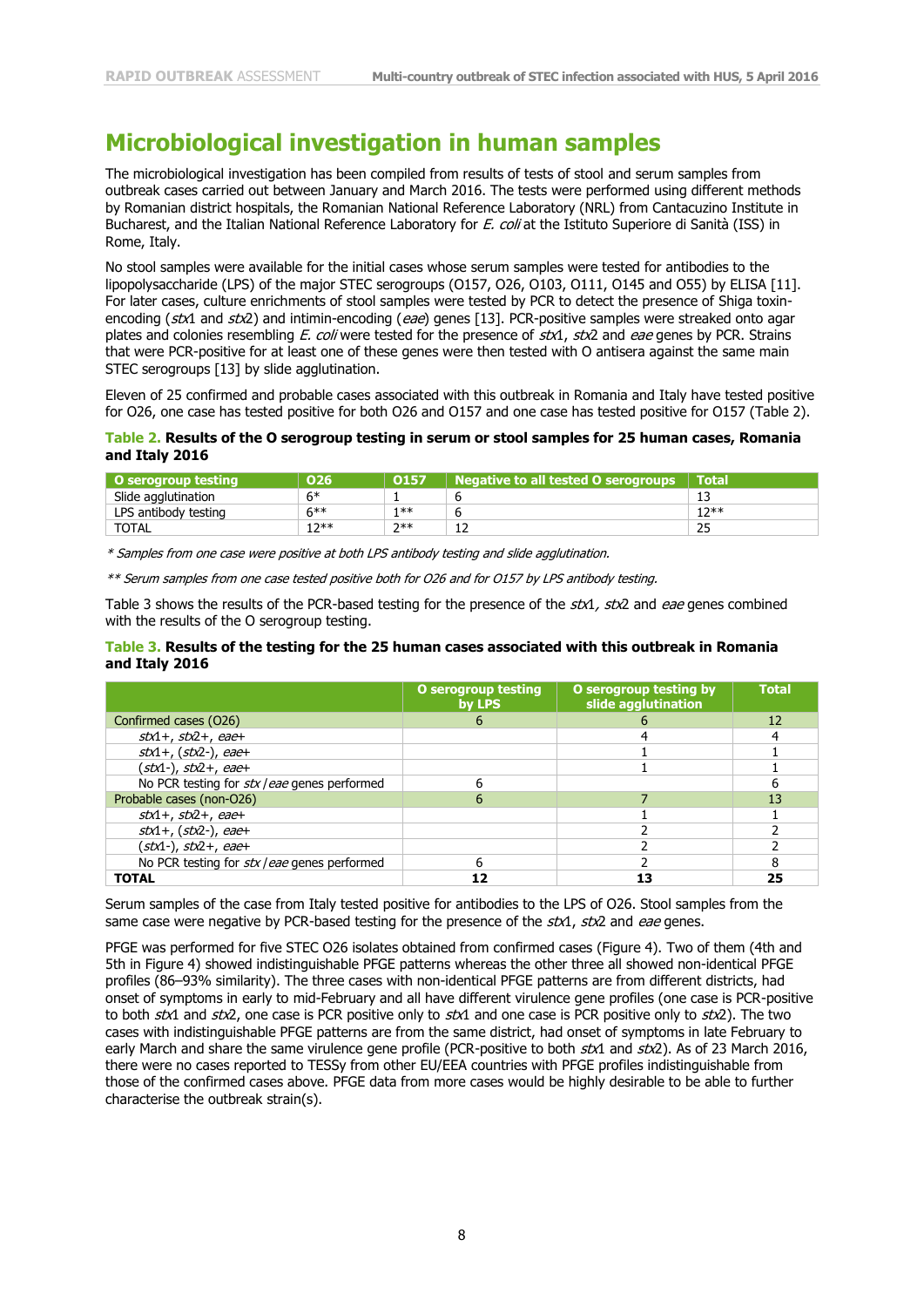# Microbiological investigation in human samples

The microbiological investigation has been compiled from results of tests of stool and serum samples from outbreak cases carried out between January and March 2016. The tests were performed using different methods by Romanian district hospitals, the Romanian National Reference Laboratory (NRL) from Cantacuzino Institute in Bucharest, and the Italian National Reference Laboratory for *E. coli* at the Istituto Superiore di Sanità (ISS) in Rome, Italy.

No stool samples were available for the initial cases whose serum samples were tested for antibodies to the lipopolysaccharide (LPS) of the major STEC serogroups (O157, O26, O103, O111, O145 and O55) by ELISA [11]. For later cases, culture enrichments of stool samples were tested by PCR to detect the presence of Shiga toxin-encoding (*stx*1 and *stx*2) and intimin-encoding (*eae*) genes [13]. PCR-positive samples were streaked onto agar plates and colonies resembling *E. coli* were tested for the presence of *stx*1, *stx*2 and *eae* genes by PCR. Strains that were PCR-positive for at least one of these genes were then tested with O antisera against the same main STEC serogroups [13] by slide agglutination.

Eleven of 25 confirmed and probable cases associated with this outbreak in Romania and Italy have tested positive for O26, one case has tested positive for both O26 and O157 and one case has tested positive for O157 (Table 2).

**Table 2. Results of the O serogroup testing in serum or stool samples for 25 human cases, Romania and Italy 2016**

| O serogroup testing | O26 | O157 | Negative to all tested O serogroups | Total |
|---|---|---|---|---|
| Slide agglutination | 6* | 1 | 6 | 13 |
| LPS antibody testing | 6** | 1** | 6 | 12** |
| TOTAL | 12** | 2** | 12 | 25 |

*\* Samples from one case were positive at both LPS antibody testing and slide agglutination.*

*\*\* Serum samples from one case tested positive both for O26 and for O157 by LPS antibody testing.*

Table 3 shows the results of the PCR-based testing for the presence of the *stx*1*, stx*2 and *eae* genes combined with the results of the O serogroup testing.

**Table 3. Results of the testing for the 25 human cases associated with this outbreak in Romania and Italy 2016**

| | O serogroup testing by LPS | O serogroup testing by slide agglutination | Total |
|---|---|---|---|
| Confirmed cases (O26) | 6 | 6 | 12 |
| *stx*1+, *stx*2+, *eae*+ | | 4 | 4 |
| *stx*1+, (*stx*2-), *eae*+ | | 1 | 1 |
| (*stx*1-), *stx*2+, *eae*+ | | 1 | 1 |
| No PCR testing for *stx* / *eae* genes performed | 6 | | 6 |
| Probable cases (non-O26) | 6 | 7 | 13 |
| *stx*1+, *stx*2+, *eae*+ | | 1 | 1 |
| *stx*1+, (*stx*2-), *eae*+ | | 2 | 2 |
| (*stx*1-), *stx*2+, *eae*+ | | 2 | 2 |
| No PCR testing for *stx* / *eae* genes performed | 6 | 2 | 8 |
| **TOTAL** | **12** | **13** | **25** |

Serum samples of the case from Italy tested positive for antibodies to the LPS of O26. Stool samples from the same case were negative by PCR-based testing for the presence of the *stx*1, *stx*2 and *eae* genes.

PFGE was performed for five STEC O26 isolates obtained from confirmed cases (Figure 4). Two of them (4th and 5th in Figure 4) showed indistinguishable PFGE patterns whereas the other three all showed non-identical PFGE profiles (86–93% similarity). The three cases with non-identical PFGE patterns are from different districts, had onset of symptoms in early to mid-February and all have different virulence gene profiles (one case is PCR-positive to both *stx*1 and *stx*2, one case is PCR positive only to *stx*1 and one case is PCR positive only to *stx*2). The two cases with indistinguishable PFGE patterns are from the same district, had onset of symptoms in late February to early March and share the same virulence gene profile (PCR-positive to both *stx*1 and *stx*2). As of 23 March 2016, there were no cases reported to TESSy from other EU/EEA countries with PFGE profiles indistinguishable from those of the confirmed cases above. PFGE data from more cases would be highly desirable to be able to further characterise the outbreak strain(s).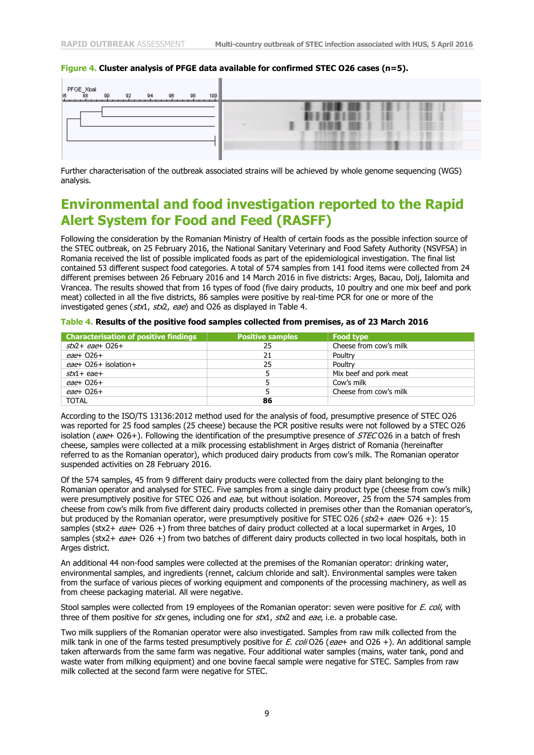**Figure 4.** **Cluster analysis of PFGE data available for confirmed STEC O26 cases (n=5).**

Further characterisation of the outbreak associated strains will be achieved by whole genome sequencing (WGS) analysis.

# Environmental and food investigation reported to the Rapid Alert System for Food and Feed (RASFF)

Following the consideration by the Romanian Ministry of Health of certain foods as the possible infection source of the STEC outbreak, on 25 February 2016, the National Sanitary Veterinary and Food Safety Authority (NSVFSA) in Romania received the list of possible implicated foods as part of the epidemiological investigation. The final list contained 53 different suspect food categories. A total of 574 samples from 141 food items were collected from 24 different premises between 26 February 2016 and 14 March 2016 in five districts: Argeș, Bacau, Dolj, Ialomita and Vrancea. The results showed that from 16 types of food (five dairy products, 10 poultry and one mix beef and pork meat) collected in all the five districts, 86 samples were positive by real-time PCR for one or more of the investigated genes (*stx*1, *stx*2, *eae*) and O26 as displayed in Table 4.

**Table 4.** **Results of the positive food samples collected from premises, as of 23 March 2016**

| Characterisation of positive findings | Positive samples | Food type |
|---|---|---|
| *stx*2+ *eae*+ O26+ | 25 | Cheese from cow's milk |
| *eae*+ O26+ | 21 | Poultry |
| *eae*+ O26+ isolation+ | 25 | Poultry |
| *stx*1+ eae+ | 5 | Mix beef and pork meat |
| *eae*+ O26+ | 5 | Cow's milk |
| *eae*+ O26+ | 5 | Cheese from cow's milk |
| TOTAL | **86** | |

According to the ISO/TS 13136:2012 method used for the analysis of food, presumptive presence of STEC O26 was reported for 25 food samples (25 cheese) because the PCR positive results were not followed by a STEC O26 isolation (*eae*+ O26+). Following the identification of the presumptive presence of *STEC* O26 in a batch of fresh cheese, samples were collected at a milk processing establishment in Argeș district of Romania (hereinafter referred to as the Romanian operator), which produced dairy products from cow's milk. The Romanian operator suspended activities on 28 February 2016.

Of the 574 samples, 45 from 9 different dairy products were collected from the dairy plant belonging to the Romanian operator and analysed for STEC. Five samples from a single dairy product type (cheese from cow's milk) were presumptively positive for STEC O26 and *eae*, but without isolation. Moreover, 25 from the 574 samples from cheese from cow's milk from five different dairy products collected in premises other than the Romanian operator's, but produced by the Romanian operator, were presumptively positive for STEC O26 (*stx*2+ *eae*+ O26 +): 15 samples (stx2+ *eae*+ O26 +) from three batches of dairy product collected at a local supermarket in Arges, 10 samples (stx2+ *eae*+ O26 +) from two batches of different dairy products collected in two local hospitals, both in Arges district.

An additional 44 non-food samples were collected at the premises of the Romanian operator: drinking water, environmental samples, and ingredients (rennet, calcium chloride and salt). Environmental samples were taken from the surface of various pieces of working equipment and components of the processing machinery, as well as from cheese packaging material. All were negative.

Stool samples were collected from 19 employees of the Romanian operator: seven were positive for *E. coli*, with three of them positive for *stx* genes, including one for *stx*1, *stx*2 and *eae*, i.e. a probable case.

Two milk suppliers of the Romanian operator were also investigated. Samples from raw milk collected from the milk tank in one of the farms tested presumptively positive for *E. coli* O26 (*eae*+ and O26 +). An additional sample taken afterwards from the same farm was negative. Four additional water samples (mains, water tank, pond and waste water from milking equipment) and one bovine faecal sample were negative for STEC. Samples from raw milk collected at the second farm were negative for STEC.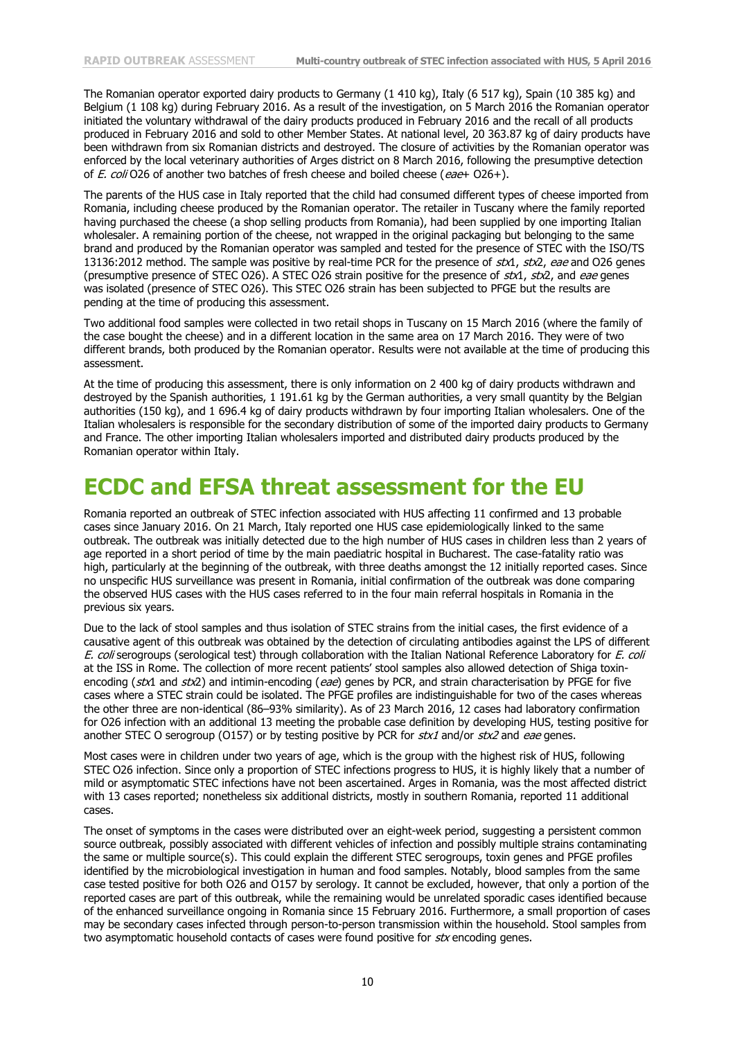The Romanian operator exported dairy products to Germany (1 410 kg), Italy (6 517 kg), Spain (10 385 kg) and Belgium (1 108 kg) during February 2016. As a result of the investigation, on 5 March 2016 the Romanian operator initiated the voluntary withdrawal of the dairy products produced in February 2016 and the recall of all products produced in February 2016 and sold to other Member States. At national level, 20 363.87 kg of dairy products have been withdrawn from six Romanian districts and destroyed. The closure of activities by the Romanian operator was enforced by the local veterinary authorities of Arges district on 8 March 2016, following the presumptive detection of *E. coli* O26 of another two batches of fresh cheese and boiled cheese (*eae*+ O26+).

The parents of the HUS case in Italy reported that the child had consumed different types of cheese imported from Romania, including cheese produced by the Romanian operator. The retailer in Tuscany where the family reported having purchased the cheese (a shop selling products from Romania), had been supplied by one importing Italian wholesaler. A remaining portion of the cheese, not wrapped in the original packaging but belonging to the same brand and produced by the Romanian operator was sampled and tested for the presence of STEC with the ISO/TS 13136:2012 method. The sample was positive by real-time PCR for the presence of *stx*1, *stx*2, *eae* and O26 genes (presumptive presence of STEC O26). A STEC O26 strain positive for the presence of *stx*1, *stx*2, and *eae* genes was isolated (presence of STEC O26). This STEC O26 strain has been subjected to PFGE but the results are pending at the time of producing this assessment.

Two additional food samples were collected in two retail shops in Tuscany on 15 March 2016 (where the family of the case bought the cheese) and in a different location in the same area on 17 March 2016. They were of two different brands, both produced by the Romanian operator. Results were not available at the time of producing this assessment.

At the time of producing this assessment, there is only information on 2 400 kg of dairy products withdrawn and destroyed by the Spanish authorities, 1 191.61 kg by the German authorities, a very small quantity by the Belgian authorities (150 kg), and 1 696.4 kg of dairy products withdrawn by four importing Italian wholesalers. One of the Italian wholesalers is responsible for the secondary distribution of some of the imported dairy products to Germany and France. The other importing Italian wholesalers imported and distributed dairy products produced by the Romanian operator within Italy.

# ECDC and EFSA threat assessment for the EU

Romania reported an outbreak of STEC infection associated with HUS affecting 11 confirmed and 13 probable cases since January 2016. On 21 March, Italy reported one HUS case epidemiologically linked to the same outbreak. The outbreak was initially detected due to the high number of HUS cases in children less than 2 years of age reported in a short period of time by the main paediatric hospital in Bucharest. The case-fatality ratio was high, particularly at the beginning of the outbreak, with three deaths amongst the 12 initially reported cases. Since no unspecific HUS surveillance was present in Romania, initial confirmation of the outbreak was done comparing the observed HUS cases with the HUS cases referred to in the four main referral hospitals in Romania in the previous six years.

Due to the lack of stool samples and thus isolation of STEC strains from the initial cases, the first evidence of a causative agent of this outbreak was obtained by the detection of circulating antibodies against the LPS of different *E. coli* serogroups (serological test) through collaboration with the Italian National Reference Laboratory for *E. coli* at the ISS in Rome. The collection of more recent patients' stool samples also allowed detection of Shiga toxin-encoding (*stx*1 and *stx*2) and intimin-encoding (*eae*) genes by PCR, and strain characterisation by PFGE for five cases where a STEC strain could be isolated. The PFGE profiles are indistinguishable for two of the cases whereas the other three are non-identical (86–93% similarity). As of 23 March 2016, 12 cases had laboratory confirmation for O26 infection with an additional 13 meeting the probable case definition by developing HUS, testing positive for another STEC O serogroup (O157) or by testing positive by PCR for *stx1* and/or *stx2* and *eae* genes.

Most cases were in children under two years of age, which is the group with the highest risk of HUS, following STEC O26 infection. Since only a proportion of STEC infections progress to HUS, it is highly likely that a number of mild or asymptomatic STEC infections have not been ascertained. Arges in Romania, was the most affected district with 13 cases reported; nonetheless six additional districts, mostly in southern Romania, reported 11 additional cases.

The onset of symptoms in the cases were distributed over an eight-week period, suggesting a persistent common source outbreak, possibly associated with different vehicles of infection and possibly multiple strains contaminating the same or multiple source(s). This could explain the different STEC serogroups, toxin genes and PFGE profiles identified by the microbiological investigation in human and food samples. Notably, blood samples from the same case tested positive for both O26 and O157 by serology. It cannot be excluded, however, that only a portion of the reported cases are part of this outbreak, while the remaining would be unrelated sporadic cases identified because of the enhanced surveillance ongoing in Romania since 15 February 2016. Furthermore, a small proportion of cases may be secondary cases infected through person-to-person transmission within the household. Stool samples from two asymptomatic household contacts of cases were found positive for *stx* encoding genes.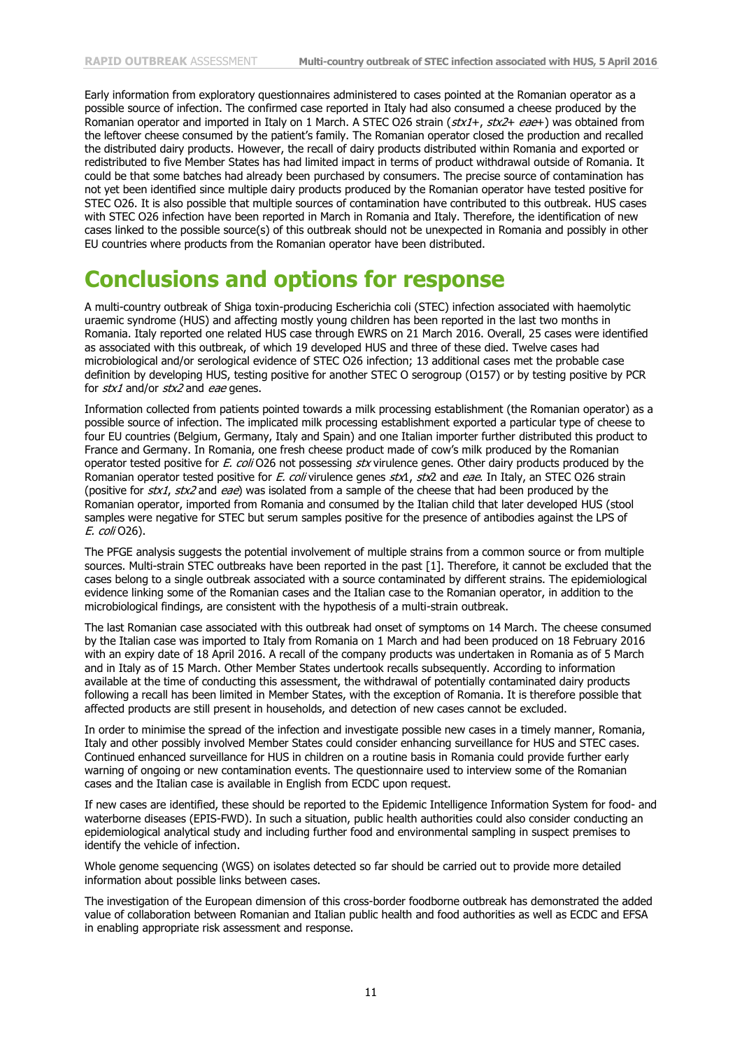Early information from exploratory questionnaires administered to cases pointed at the Romanian operator as a possible source of infection. The confirmed case reported in Italy had also consumed a cheese produced by the Romanian operator and imported in Italy on 1 March. A STEC O26 strain (*stx1*+, *stx2*+ *eae*+) was obtained from the leftover cheese consumed by the patient's family. The Romanian operator closed the production and recalled the distributed dairy products. However, the recall of dairy products distributed within Romania and exported or redistributed to five Member States has had limited impact in terms of product withdrawal outside of Romania. It could be that some batches had already been purchased by consumers. The precise source of contamination has not yet been identified since multiple dairy products produced by the Romanian operator have tested positive for STEC O26. It is also possible that multiple sources of contamination have contributed to this outbreak. HUS cases with STEC O26 infection have been reported in March in Romania and Italy. Therefore, the identification of new cases linked to the possible source(s) of this outbreak should not be unexpected in Romania and possibly in other EU countries where products from the Romanian operator have been distributed.

# Conclusions and options for response

A multi-country outbreak of Shiga toxin-producing Escherichia coli (STEC) infection associated with haemolytic uraemic syndrome (HUS) and affecting mostly young children has been reported in the last two months in Romania. Italy reported one related HUS case through EWRS on 21 March 2016. Overall, 25 cases were identified as associated with this outbreak, of which 19 developed HUS and three of these died. Twelve cases had microbiological and/or serological evidence of STEC O26 infection; 13 additional cases met the probable case definition by developing HUS, testing positive for another STEC O serogroup (O157) or by testing positive by PCR for *stx1* and/or *stx2* and *eae* genes.

Information collected from patients pointed towards a milk processing establishment (the Romanian operator) as a possible source of infection. The implicated milk processing establishment exported a particular type of cheese to four EU countries (Belgium, Germany, Italy and Spain) and one Italian importer further distributed this product to France and Germany. In Romania, one fresh cheese product made of cow's milk produced by the Romanian operator tested positive for *E. coli* O26 not possessing *stx* virulence genes. Other dairy products produced by the Romanian operator tested positive for *E. coli* virulence genes *stx*1, *stx*2 and *eae*. In Italy, an STEC O26 strain (positive for *stx1*, *stx2* and *eae*) was isolated from a sample of the cheese that had been produced by the Romanian operator, imported from Romania and consumed by the Italian child that later developed HUS (stool samples were negative for STEC but serum samples positive for the presence of antibodies against the LPS of *E. coli* O26).

The PFGE analysis suggests the potential involvement of multiple strains from a common source or from multiple sources. Multi-strain STEC outbreaks have been reported in the past [1]. Therefore, it cannot be excluded that the cases belong to a single outbreak associated with a source contaminated by different strains. The epidemiological evidence linking some of the Romanian cases and the Italian case to the Romanian operator, in addition to the microbiological findings, are consistent with the hypothesis of a multi-strain outbreak.

The last Romanian case associated with this outbreak had onset of symptoms on 14 March. The cheese consumed by the Italian case was imported to Italy from Romania on 1 March and had been produced on 18 February 2016 with an expiry date of 18 April 2016. A recall of the company products was undertaken in Romania as of 5 March and in Italy as of 15 March. Other Member States undertook recalls subsequently. According to information available at the time of conducting this assessment, the withdrawal of potentially contaminated dairy products following a recall has been limited in Member States, with the exception of Romania. It is therefore possible that affected products are still present in households, and detection of new cases cannot be excluded.

In order to minimise the spread of the infection and investigate possible new cases in a timely manner, Romania, Italy and other possibly involved Member States could consider enhancing surveillance for HUS and STEC cases. Continued enhanced surveillance for HUS in children on a routine basis in Romania could provide further early warning of ongoing or new contamination events. The questionnaire used to interview some of the Romanian cases and the Italian case is available in English from ECDC upon request.

If new cases are identified, these should be reported to the Epidemic Intelligence Information System for food- and waterborne diseases (EPIS-FWD). In such a situation, public health authorities could also consider conducting an epidemiological analytical study and including further food and environmental sampling in suspect premises to identify the vehicle of infection.

Whole genome sequencing (WGS) on isolates detected so far should be carried out to provide more detailed information about possible links between cases.

The investigation of the European dimension of this cross-border foodborne outbreak has demonstrated the added value of collaboration between Romanian and Italian public health and food authorities as well as ECDC and EFSA in enabling appropriate risk assessment and response.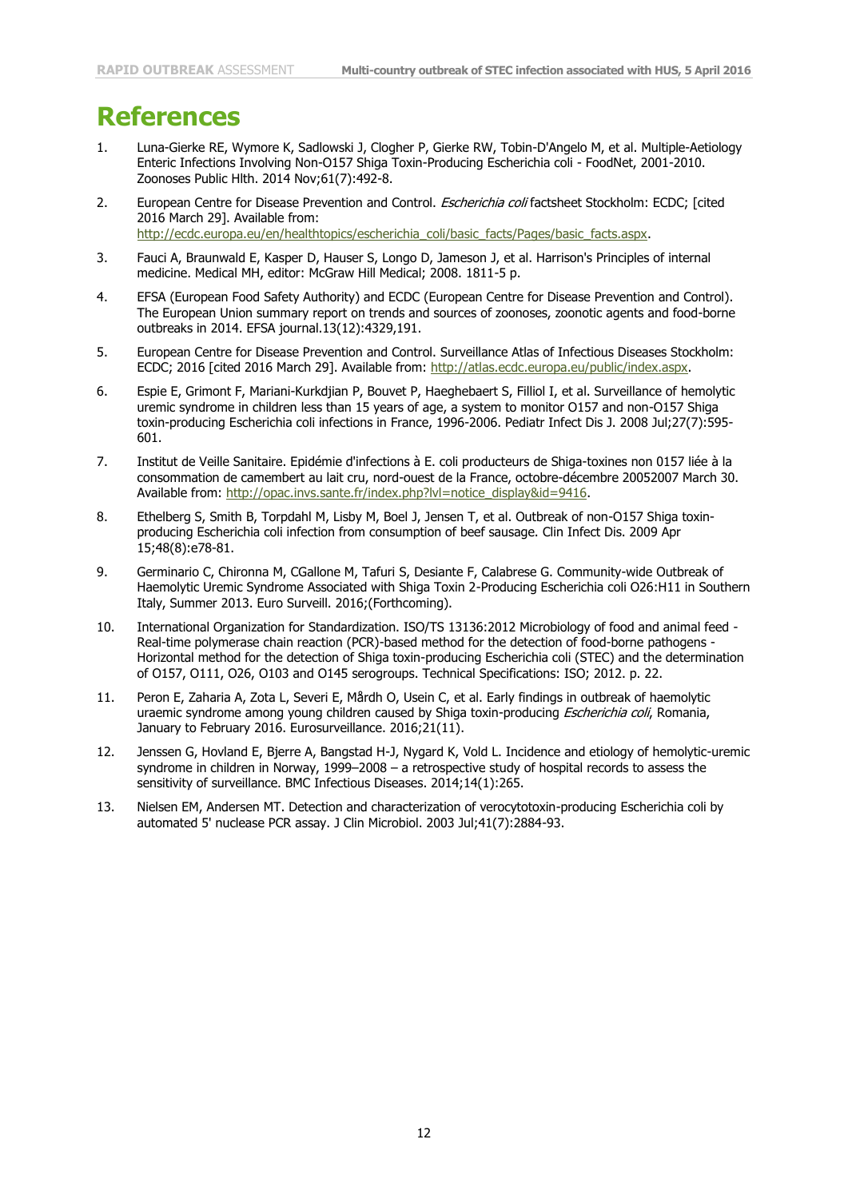# References

1. Luna-Gierke RE, Wymore K, Sadlowski J, Clogher P, Gierke RW, Tobin-D'Angelo M, et al. Multiple-Aetiology Enteric Infections Involving Non-O157 Shiga Toxin-Producing Escherichia coli - FoodNet, 2001-2010. Zoonoses Public Hlth. 2014 Nov;61(7):492-8.

2. European Centre for Disease Prevention and Control. *Escherichia coli* factsheet Stockholm: ECDC; [cited 2016 March 29]. Available from: http://ecdc.europa.eu/en/healthtopics/escherichia_coli/basic_facts/Pages/basic_facts.aspx.

3. Fauci A, Braunwald E, Kasper D, Hauser S, Longo D, Jameson J, et al. Harrison's Principles of internal medicine. Medical MH, editor: McGraw Hill Medical; 2008. 1811-5 p.

4. EFSA (European Food Safety Authority) and ECDC (European Centre for Disease Prevention and Control). The European Union summary report on trends and sources of zoonoses, zoonotic agents and food-borne outbreaks in 2014. EFSA journal.13(12):4329,191.

5. European Centre for Disease Prevention and Control. Surveillance Atlas of Infectious Diseases Stockholm: ECDC; 2016 [cited 2016 March 29]. Available from: http://atlas.ecdc.europa.eu/public/index.aspx.

6. Espie E, Grimont F, Mariani-Kurkdjian P, Bouvet P, Haeghebaert S, Filliol I, et al. Surveillance of hemolytic uremic syndrome in children less than 15 years of age, a system to monitor O157 and non-O157 Shiga toxin-producing Escherichia coli infections in France, 1996-2006. Pediatr Infect Dis J. 2008 Jul;27(7):595-601.

7. Institut de Veille Sanitaire. Epidémie d'infections à E. coli producteurs de Shiga-toxines non 0157 liée à la consommation de camembert au lait cru, nord-ouest de la France, octobre-décembre 20052007 March 30. Available from: http://opac.invs.sante.fr/index.php?lvl=notice_display&id=9416.

8. Ethelberg S, Smith B, Torpdahl M, Lisby M, Boel J, Jensen T, et al. Outbreak of non-O157 Shiga toxin-producing Escherichia coli infection from consumption of beef sausage. Clin Infect Dis. 2009 Apr 15;48(8):e78-81.

9. Germinario C, Chironna M, CGallone M, Tafuri S, Desiante F, Calabrese G. Community-wide Outbreak of Haemolytic Uremic Syndrome Associated with Shiga Toxin 2-Producing Escherichia coli O26:H11 in Southern Italy, Summer 2013. Euro Surveill. 2016;(Forthcoming).

10. International Organization for Standardization. ISO/TS 13136:2012 Microbiology of food and animal feed - Real-time polymerase chain reaction (PCR)-based method for the detection of food-borne pathogens - Horizontal method for the detection of Shiga toxin-producing Escherichia coli (STEC) and the determination of O157, O111, O26, O103 and O145 serogroups. Technical Specifications: ISO; 2012. p. 22.

11. Peron E, Zaharia A, Zota L, Severi E, Mårdh O, Usein C, et al. Early findings in outbreak of haemolytic uraemic syndrome among young children caused by Shiga toxin-producing *Escherichia coli*, Romania, January to February 2016. Eurosurveillance. 2016;21(11).

12. Jenssen G, Hovland E, Bjerre A, Bangstad H-J, Nygard K, Vold L. Incidence and etiology of hemolytic-uremic syndrome in children in Norway, 1999–2008 – a retrospective study of hospital records to assess the sensitivity of surveillance. BMC Infectious Diseases. 2014;14(1):265.

13. Nielsen EM, Andersen MT. Detection and characterization of verocytotoxin-producing Escherichia coli by automated 5' nuclease PCR assay. J Clin Microbiol. 2003 Jul;41(7):2884-93.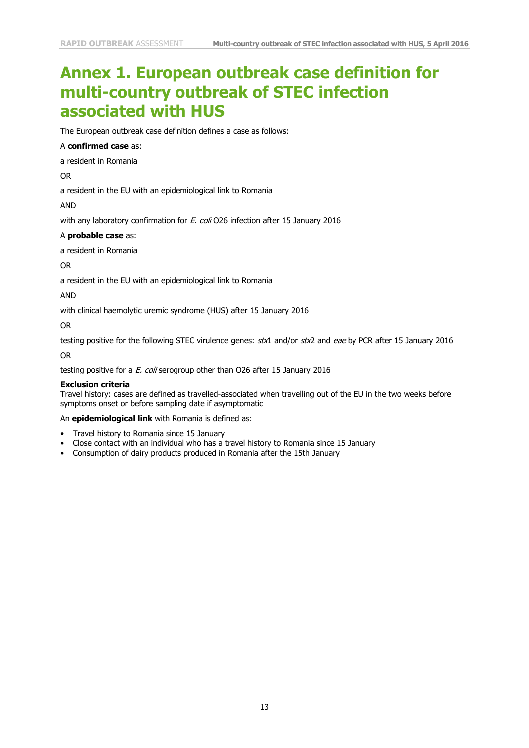# Annex 1. European outbreak case definition for multi-country outbreak of STEC infection associated with HUS

The European outbreak case definition defines a case as follows:

A **confirmed case** as:

a resident in Romania

OR

a resident in the EU with an epidemiological link to Romania

AND

with any laboratory confirmation for *E. coli* O26 infection after 15 January 2016

A **probable case** as:

a resident in Romania

OR

a resident in the EU with an epidemiological link to Romania

AND

with clinical haemolytic uremic syndrome (HUS) after 15 January 2016

OR

testing positive for the following STEC virulence genes: *stx*1 and/or *stx*2 and *eae* by PCR after 15 January 2016

OR

testing positive for a *E. coli* serogroup other than O26 after 15 January 2016

**Exclusion criteria**

Travel history: cases are defined as travelled-associated when travelling out of the EU in the two weeks before symptoms onset or before sampling date if asymptomatic

An **epidemiological link** with Romania is defined as:

- Travel history to Romania since 15 January
- Close contact with an individual who has a travel history to Romania since 15 January
- Consumption of dairy products produced in Romania after the 15th January